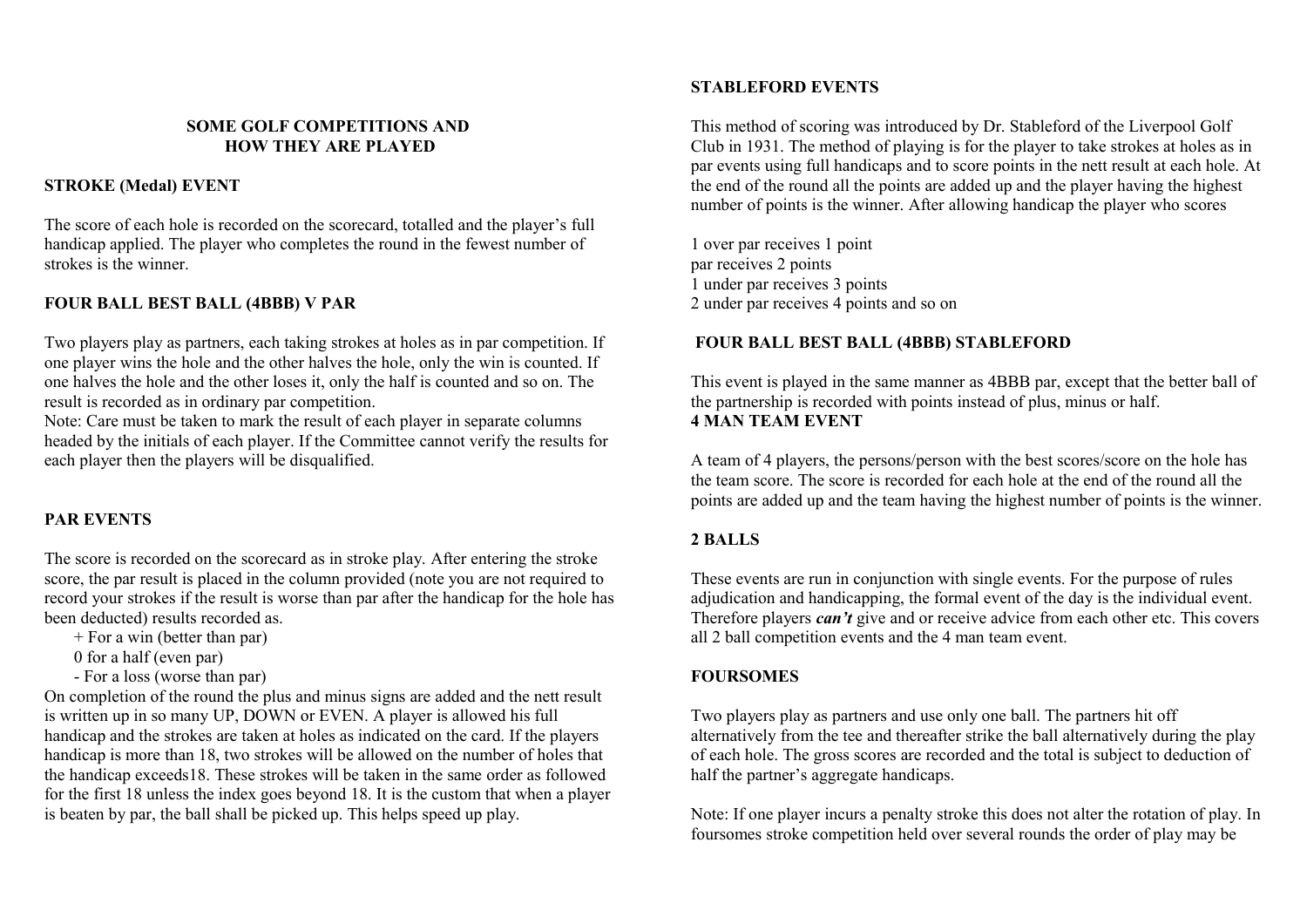# SOME GOLF COMPETITIONS AND HOW THEY ARE PLAYED

## STROKE (Medal) EVENT

The score of each hole is recorded on the scorecard, totalled and the player's full handicap applied. The player who completes the round in the fewest number of strokes is the winner.

## FOUR BALL BEST BALL (4BBB) V PAR

Two players play as partners, each taking strokes at holes as in par competition. If one player wins the hole and the other halves the hole, only the win is counted. If one halves the hole and the other loses it, only the half is counted and so on. The result is recorded as in ordinary par competition.
Note: Care must be taken to mark the result of each player in separate columns headed by the initials of each player. If the Committee cannot verify the results for each player then the players will be disqualified.

## PAR EVENTS

The score is recorded on the scorecard as in stroke play. After entering the stroke score, the par result is placed in the column provided (note you are not required to record your strokes if the result is worse than par after the handicap for the hole has been deducted) results recorded as.

+ For a win (better than par)
0 for a half (even par)
- For a loss (worse than par)

On completion of the round the plus and minus signs are added and the nett result is written up in so many UP, DOWN or EVEN. A player is allowed his full handicap and the strokes are taken at holes as indicated on the card. If the players handicap is more than 18, two strokes will be allowed on the number of holes that the handicap exceeds18. These strokes will be taken in the same order as followed for the first 18 unless the index goes beyond 18. It is the custom that when a player is beaten by par, the ball shall be picked up. This helps speed up play.

## STABLEFORD EVENTS

This method of scoring was introduced by Dr. Stableford of the Liverpool Golf Club in 1931. The method of playing is for the player to take strokes at holes as in par events using full handicaps and to score points in the nett result at each hole. At the end of the round all the points are added up and the player having the highest number of points is the winner. After allowing handicap the player who scores

1 over par receives 1 point
par receives 2 points
1 under par receives 3 points
2 under par receives 4 points and so on

## FOUR BALL BEST BALL (4BBB) STABLEFORD

This event is played in the same manner as 4BBB par, except that the better ball of the partnership is recorded with points instead of plus, minus or half.

## 4 MAN TEAM EVENT

A team of 4 players, the persons/person with the best scores/score on the hole has the team score. The score is recorded for each hole at the end of the round all the points are added up and the team having the highest number of points is the winner.

## 2 BALLS

These events are run in conjunction with single events. For the purpose of rules adjudication and handicapping, the formal event of the day is the individual event. Therefore players ***can't*** give and or receive advice from each other etc. This covers all 2 ball competition events and the 4 man team event.

## FOURSOMES

Two players play as partners and use only one ball. The partners hit off alternatively from the tee and thereafter strike the ball alternatively during the play of each hole. The gross scores are recorded and the total is subject to deduction of half the partner's aggregate handicaps.

Note: If one player incurs a penalty stroke this does not alter the rotation of play. In foursomes stroke competition held over several rounds the order of play may be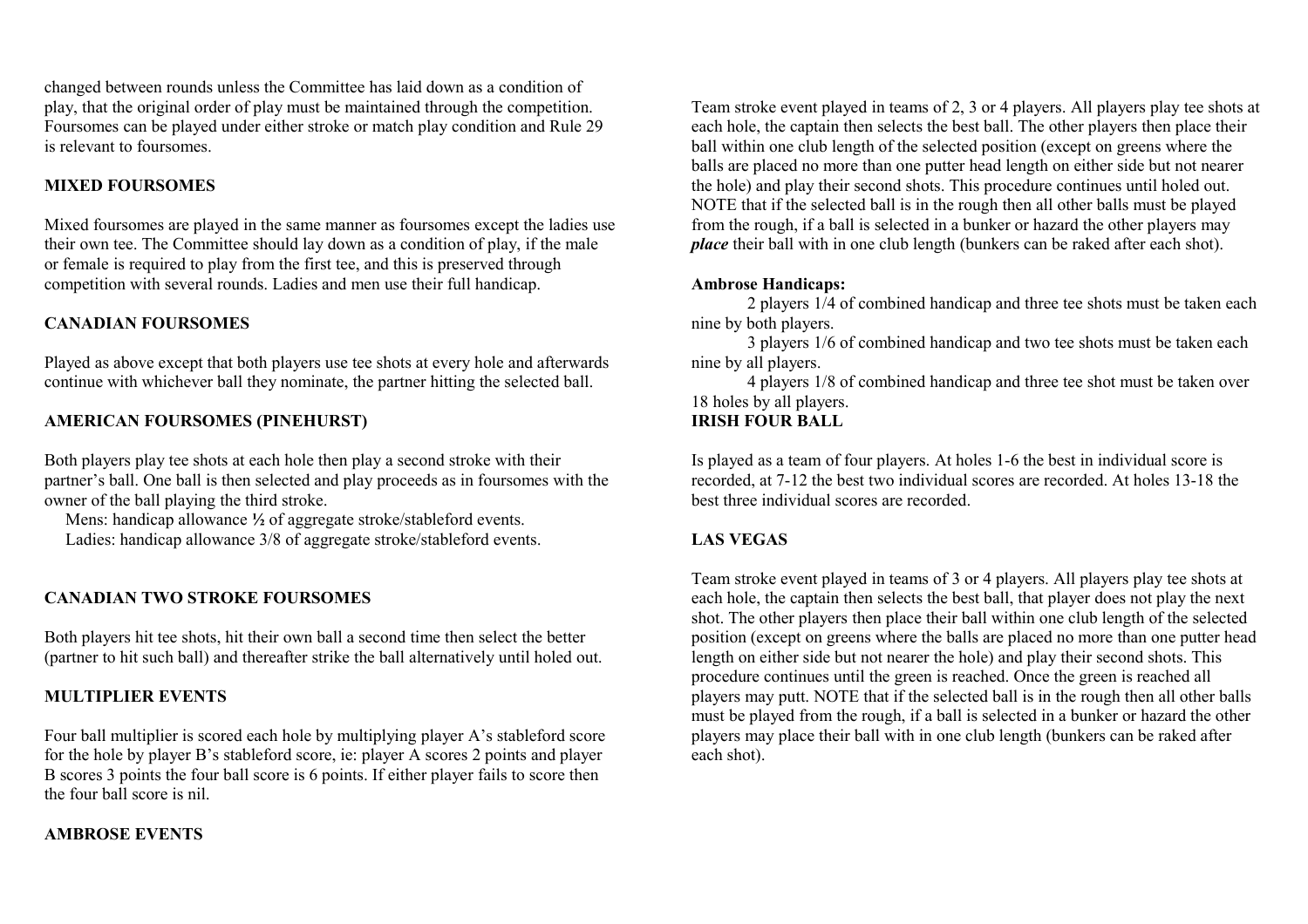changed between rounds unless the Committee has laid down as a condition of play, that the original order of play must be maintained through the competition. Foursomes can be played under either stroke or match play condition and Rule 29 is relevant to foursomes.

**MIXED FOURSOMES**

Mixed foursomes are played in the same manner as foursomes except the ladies use their own tee. The Committee should lay down as a condition of play, if the male or female is required to play from the first tee, and this is preserved through competition with several rounds. Ladies and men use their full handicap.

**CANADIAN FOURSOMES**

Played as above except that both players use tee shots at every hole and afterwards continue with whichever ball they nominate, the partner hitting the selected ball.

**AMERICAN FOURSOMES (PINEHURST)**

Both players play tee shots at each hole then play a second stroke with their partner's ball. One ball is then selected and play proceeds as in foursomes with the owner of the ball playing the third stroke.

Mens: handicap allowance **½** of aggregate stroke/stableford events.
Ladies: handicap allowance 3/8 of aggregate stroke/stableford events.

**CANADIAN TWO STROKE FOURSOMES**

Both players hit tee shots, hit their own ball a second time then select the better (partner to hit such ball) and thereafter strike the ball alternatively until holed out.

**MULTIPLIER EVENTS**

Four ball multiplier is scored each hole by multiplying player A's stableford score for the hole by player B's stableford score, ie: player A scores 2 points and player B scores 3 points the four ball score is 6 points. If either player fails to score then the four ball score is nil.

**AMBROSE EVENTS**

Team stroke event played in teams of 2, 3 or 4 players. All players play tee shots at each hole, the captain then selects the best ball. The other players then place their ball within one club length of the selected position (except on greens where the balls are placed no more than one putter head length on either side but not nearer the hole) and play their second shots. This procedure continues until holed out. NOTE that if the selected ball is in the rough then all other balls must be played from the rough, if a ball is selected in a bunker or hazard the other players may ***place*** their ball with in one club length (bunkers can be raked after each shot).

**Ambrose Handicaps:**

2 players 1/4 of combined handicap and three tee shots must be taken each nine by both players.

3 players 1/6 of combined handicap and two tee shots must be taken each nine by all players.

4 players 1/8 of combined handicap and three tee shot must be taken over 18 holes by all players.

**IRISH FOUR BALL**

Is played as a team of four players. At holes 1-6 the best in individual score is recorded, at 7-12 the best two individual scores are recorded. At holes 13-18 the best three individual scores are recorded.

**LAS VEGAS**

Team stroke event played in teams of 3 or 4 players. All players play tee shots at each hole, the captain then selects the best ball, that player does not play the next shot. The other players then place their ball within one club length of the selected position (except on greens where the balls are placed no more than one putter head length on either side but not nearer the hole) and play their second shots. This procedure continues until the green is reached. Once the green is reached all players may putt. NOTE that if the selected ball is in the rough then all other balls must be played from the rough, if a ball is selected in a bunker or hazard the other players may place their ball with in one club length (bunkers can be raked after each shot).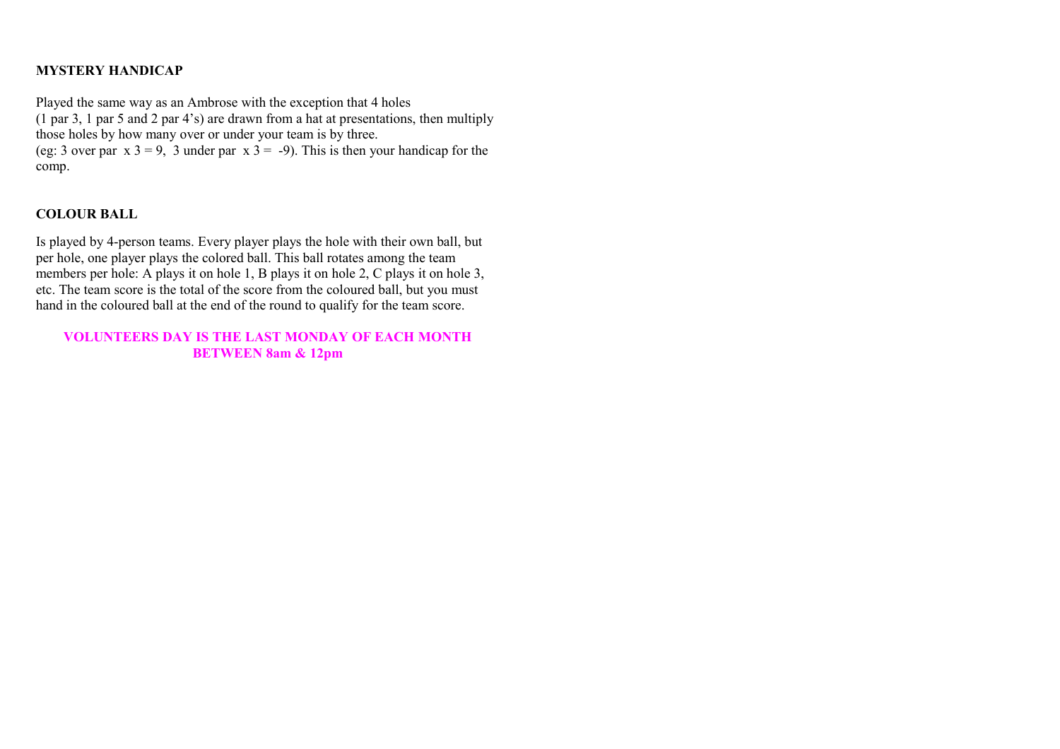## MYSTERY HANDICAP

Played the same way as an Ambrose with the exception that 4 holes (1 par 3, 1 par 5 and 2 par 4's) are drawn from a hat at presentations, then multiply those holes by how many over or under your team is by three. (eg: 3 over par x 3 = 9, 3 under par x 3 = -9). This is then your handicap for the comp.

## COLOUR BALL

Is played by 4-person teams. Every player plays the hole with their own ball, but per hole, one player plays the colored ball. This ball rotates among the team members per hole: A plays it on hole 1, B plays it on hole 2, C plays it on hole 3, etc. The team score is the total of the score from the coloured ball, but you must hand in the coloured ball at the end of the round to qualify for the team score.

**VOLUNTEERS DAY IS THE LAST MONDAY OF EACH MONTH BETWEEN 8am & 12pm**